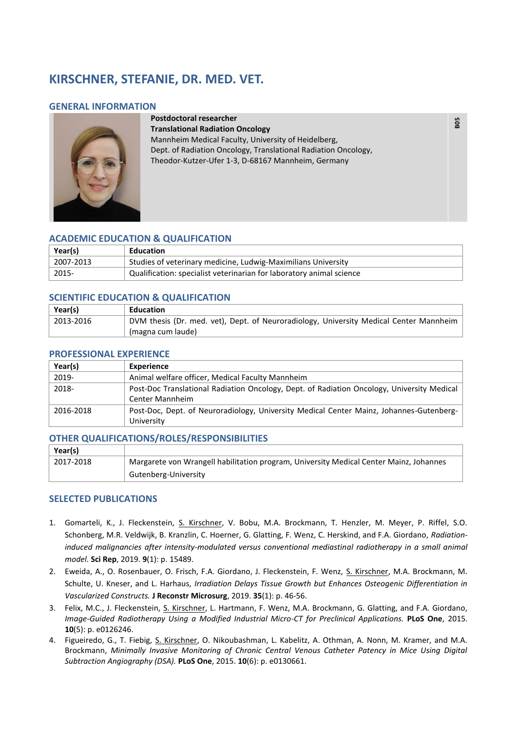# KIRSCHNER, STEFANIE, DR. MED. VET.

## GENERAL INFORMATION

**Postdoctoral researcher**
**Translational Radiation Oncology**
Mannheim Medical Faculty, University of Heidelberg,
Dept. of Radiation Oncology, Translational Radiation Oncology,
Theodor-Kutzer-Ufer 1-3, D-68167 Mannheim, Germany

**B05**

## ACADEMIC EDUCATION & QUALIFICATION

| Year(s) | Education |
|---|---|
| 2007-2013 | Studies of veterinary medicine, Ludwig-Maximilians University |
| 2015- | Qualification: specialist veterinarian for laboratory animal science |

## SCIENTIFIC EDUCATION & QUALIFICATION

| Year(s) | Education |
|---|---|
| 2013-2016 | DVM thesis (Dr. med. vet), Dept. of Neuroradiology, University Medical Center Mannheim (magna cum laude) |

## PROFESSIONAL EXPERIENCE

| Year(s) | Experience |
|---|---|
| 2019- | Animal welfare officer, Medical Faculty Mannheim |
| 2018- | Post-Doc Translational Radiation Oncology, Dept. of Radiation Oncology, University Medical Center Mannheim |
| 2016-2018 | Post-Doc, Dept. of Neuroradiology, University Medical Center Mainz, Johannes-Gutenberg-University |

## OTHER QUALIFICATIONS/ROLES/RESPONSIBILITIES

| Year(s) | |
|---|---|
| 2017-2018 | Margarete von Wrangell habilitation program, University Medical Center Mainz, Johannes Gutenberg-University |

## SELECTED PUBLICATIONS

1. Gomarteli, K., J. Fleckenstein, S. Kirschner, V. Bobu, M.A. Brockmann, T. Henzler, M. Meyer, P. Riffel, S.O. Schonberg, M.R. Veldwijk, B. Kranzlin, C. Hoerner, G. Glatting, F. Wenz, C. Herskind, and F.A. Giordano, *Radiation-induced malignancies after intensity-modulated versus conventional mediastinal radiotherapy in a small animal model.* **Sci Rep**, 2019. **9**(1): p. 15489.
2. Eweida, A., O. Rosenbauer, O. Frisch, F.A. Giordano, J. Fleckenstein, F. Wenz, S. Kirschner, M.A. Brockmann, M. Schulte, U. Kneser, and L. Harhaus, *Irradiation Delays Tissue Growth but Enhances Osteogenic Differentiation in Vascularized Constructs.* **J Reconstr Microsurg**, 2019. **35**(1): p. 46-56.
3. Felix, M.C., J. Fleckenstein, S. Kirschner, L. Hartmann, F. Wenz, M.A. Brockmann, G. Glatting, and F.A. Giordano, *Image-Guided Radiotherapy Using a Modified Industrial Micro-CT for Preclinical Applications.* **PLoS One**, 2015. **10**(5): p. e0126246.
4. Figueiredo, G., T. Fiebig, S. Kirschner, O. Nikoubashman, L. Kabelitz, A. Othman, A. Nonn, M. Kramer, and M.A. Brockmann, *Minimally Invasive Monitoring of Chronic Central Venous Catheter Patency in Mice Using Digital Subtraction Angiography (DSA).* **PLoS One**, 2015. **10**(6): p. e0130661.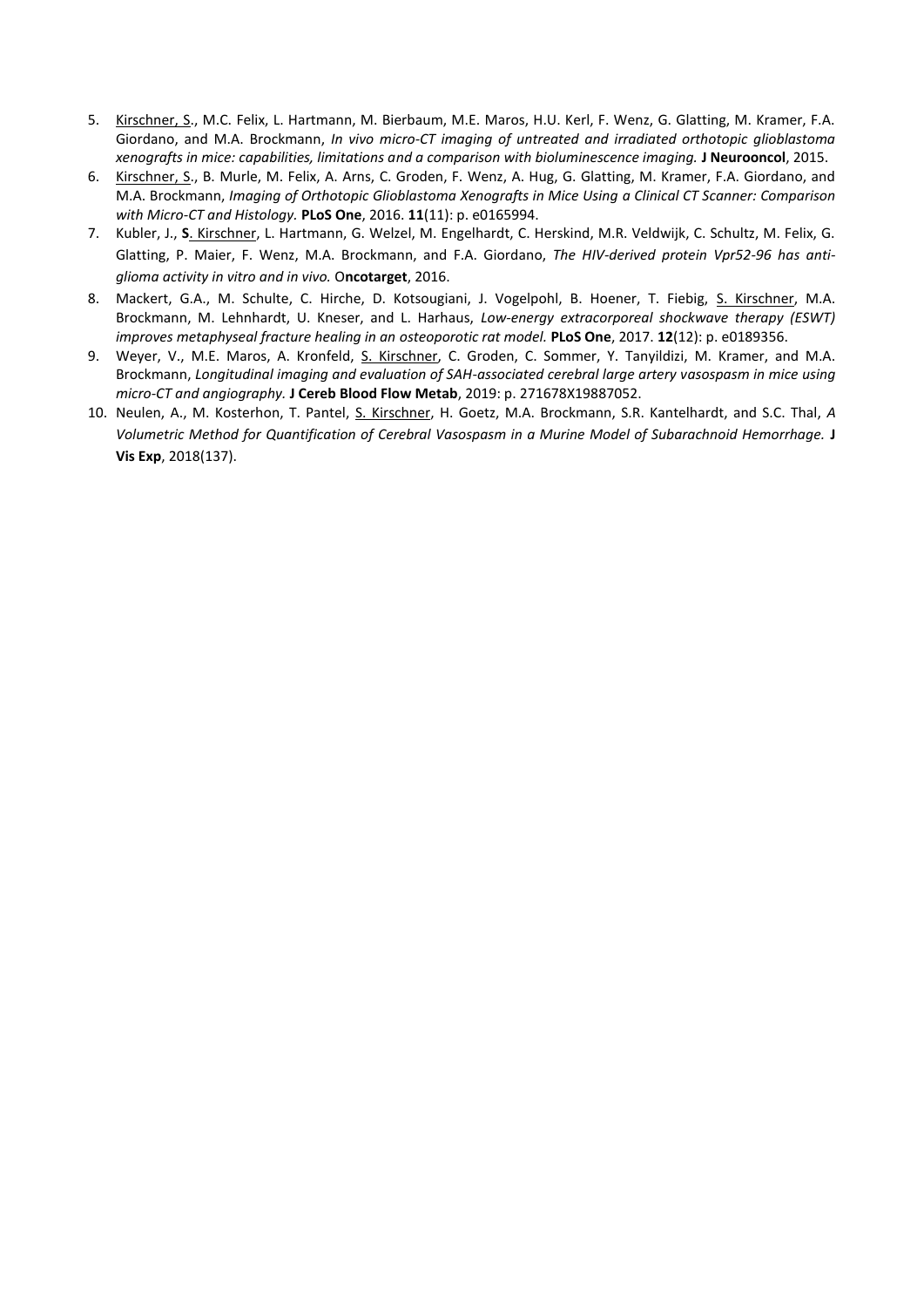5. Kirschner, S., M.C. Felix, L. Hartmann, M. Bierbaum, M.E. Maros, H.U. Kerl, F. Wenz, G. Glatting, M. Kramer, F.A. Giordano, and M.A. Brockmann, *In vivo micro-CT imaging of untreated and irradiated orthotopic glioblastoma xenografts in mice: capabilities, limitations and a comparison with bioluminescence imaging.* **J Neurooncol**, 2015.
6. Kirschner, S., B. Murle, M. Felix, A. Arns, C. Groden, F. Wenz, A. Hug, G. Glatting, M. Kramer, F.A. Giordano, and M.A. Brockmann, *Imaging of Orthotopic Glioblastoma Xenografts in Mice Using a Clinical CT Scanner: Comparison with Micro-CT and Histology.* **PLoS One**, 2016. **11**(11): p. e0165994.
7. Kubler, J., **S**. Kirschner, L. Hartmann, G. Welzel, M. Engelhardt, C. Herskind, M.R. Veldwijk, C. Schultz, M. Felix, G. Glatting, P. Maier, F. Wenz, M.A. Brockmann, and F.A. Giordano, *The HIV-derived protein Vpr52-96 has anti-glioma activity in vitro and in vivo.* O**ncotarget**, 2016.
8. Mackert, G.A., M. Schulte, C. Hirche, D. Kotsougiani, J. Vogelpohl, B. Hoener, T. Fiebig, S. Kirschner, M.A. Brockmann, M. Lehnhardt, U. Kneser, and L. Harhaus, *Low-energy extracorporeal shockwave therapy (ESWT) improves metaphyseal fracture healing in an osteoporotic rat model.* **PLoS One**, 2017. **12**(12): p. e0189356.
9. Weyer, V., M.E. Maros, A. Kronfeld, S. Kirschner, C. Groden, C. Sommer, Y. Tanyildizi, M. Kramer, and M.A. Brockmann, *Longitudinal imaging and evaluation of SAH-associated cerebral large artery vasospasm in mice using micro-CT and angiography.* **J Cereb Blood Flow Metab**, 2019: p. 271678X19887052.
10. Neulen, A., M. Kosterhon, T. Pantel, S. Kirschner, H. Goetz, M.A. Brockmann, S.R. Kantelhardt, and S.C. Thal, *A Volumetric Method for Quantification of Cerebral Vasospasm in a Murine Model of Subarachnoid Hemorrhage.* **J Vis Exp**, 2018(137).